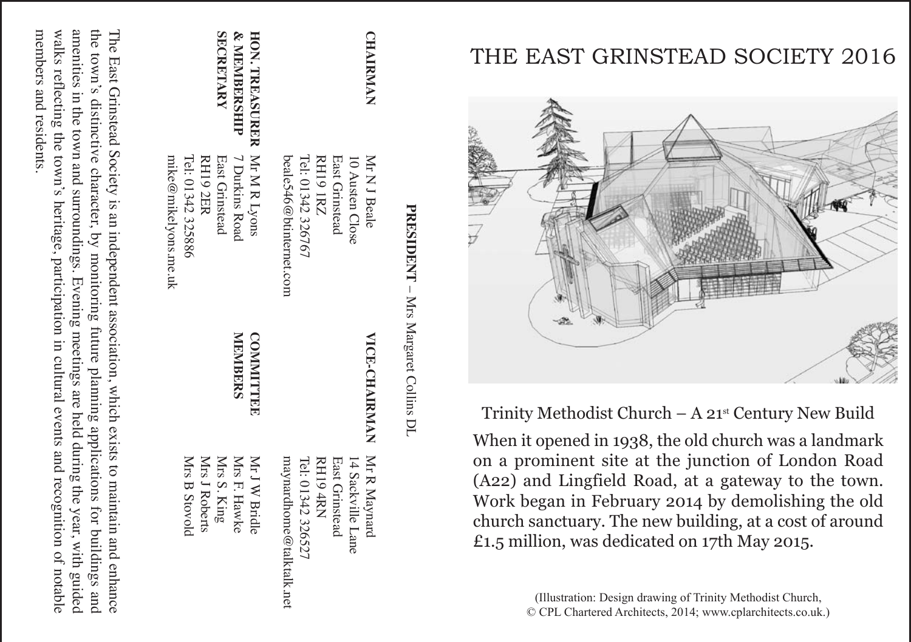# THE EAST GRINSTEAD SOCIETY 2016

Trinity Methodist Church – A 21st Century New Build

When it opened in 1938, the old church was a landmark on a prominent site at the junction of London Road (A22) and Lingfield Road, at a gateway to the town. Work began in February 2014 by demolishing the old church sanctuary. The new building, at a cost of around £1.5 million, was dedicated on 17th May 2015.

(Illustration: Design drawing of Trinity Methodist Church, © CPL Chartered Architects, 2014; www.cplarchitects.co.uk.)

**PRESIDENT** – Mrs Margaret Collins DL

**CHAIRMAN**
Mr N J Beale
10 Austen Close
East Grinstead
RH19 1RZ
Tel: 01342 326767
beale546@btinternet.com

**VICE-CHAIRMAN**
Mr R Maynard
14 Sackville Lane
East Grinstead
RH19 4RN
Tel: 01342 326527
maynardhome@talktalk.net

**HON. TREASURER & MEMBERSHIP SECRETARY**
Mr M R Lyons
7 Durkins Road
East Grinstead
RH19 2ER
Tel: 01342 325886
mike@mikelyons.me.uk

**COMMITTEE MEMBERS**
Mr J W Bridle
Mrs F. Hawke
Mrs S. King
Mrs J Roberts
Mrs B Stovold

The East Grinstead Society is an independent association, which exists to maintain and enhance the town's distinctive character, by monitoring future planning applications for buildings and amenities in the town and surroundings. Evening meetings are held during the year, with guided walks reflecting the town's heritage, participation in cultural events and recognition of notable members and residents.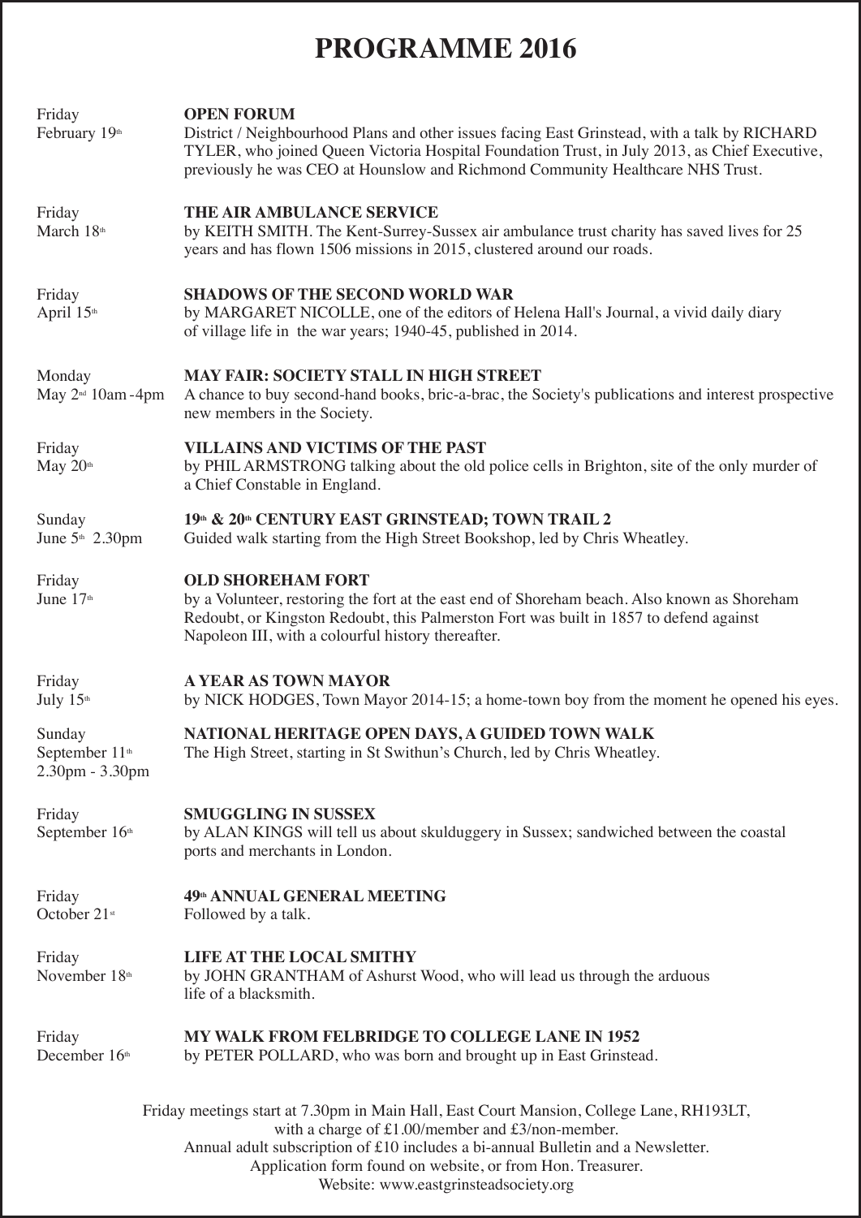# PROGRAMME 2016

| | | |
|---|---|---|
| Friday February 19th | **OPEN FORUM** | District / Neighbourhood Plans and other issues facing East Grinstead, with a talk by RICHARD TYLER, who joined Queen Victoria Hospital Foundation Trust, in July 2013, as Chief Executive, previously he was CEO at Hounslow and Richmond Community Healthcare NHS Trust. |
| Friday March 18th | **THE AIR AMBULANCE SERVICE** | by KEITH SMITH. The Kent-Surrey-Sussex air ambulance trust charity has saved lives for 25 years and has flown 1506 missions in 2015, clustered around our roads. |
| Friday April 15th | **SHADOWS OF THE SECOND WORLD WAR** | by MARGARET NICOLLE, one of the editors of Helena Hall's Journal, a vivid daily diary of village life in the war years; 1940-45, published in 2014. |
| Monday May 2nd 10am -4pm | **MAY FAIR: SOCIETY STALL IN HIGH STREET** | A chance to buy second-hand books, bric-a-brac, the Society's publications and interest prospective new members in the Society. |
| Friday May 20th | **VILLAINS AND VICTIMS OF THE PAST** | by PHIL ARMSTRONG talking about the old police cells in Brighton, site of the only murder of a Chief Constable in England. |
| Sunday June 5th 2.30pm | **19th & 20th CENTURY EAST GRINSTEAD; TOWN TRAIL 2** | Guided walk starting from the High Street Bookshop, led by Chris Wheatley. |
| Friday June 17th | **OLD SHOREHAM FORT** | by a Volunteer, restoring the fort at the east end of Shoreham beach. Also known as Shoreham Redoubt, or Kingston Redoubt, this Palmerston Fort was built in 1857 to defend against Napoleon III, with a colourful history thereafter. |
| Friday July 15th | **A YEAR AS TOWN MAYOR** | by NICK HODGES, Town Mayor 2014-15; a home-town boy from the moment he opened his eyes. |
| Sunday September 11th 2.30pm - 3.30pm | **NATIONAL HERITAGE OPEN DAYS, A GUIDED TOWN WALK** | The High Street, starting in St Swithun's Church, led by Chris Wheatley. |
| Friday September 16th | **SMUGGLING IN SUSSEX** | by ALAN KINGS will tell us about skulduggery in Sussex; sandwiched between the coastal ports and merchants in London. |
| Friday October 21st | **49th ANNUAL GENERAL MEETING** | Followed by a talk. |
| Friday November 18th | **LIFE AT THE LOCAL SMITHY** | by JOHN GRANTHAM of Ashurst Wood, who will lead us through the arduous life of a blacksmith. |
| Friday December 16th | **MY WALK FROM FELBRIDGE TO COLLEGE LANE IN 1952** | by PETER POLLARD, who was born and brought up in East Grinstead. |

Friday meetings start at 7.30pm in Main Hall, East Court Mansion, College Lane, RH193LT, with a charge of £1.00/member and £3/non-member.
Annual adult subscription of £10 includes a bi-annual Bulletin and a Newsletter.
Application form found on website, or from Hon. Treasurer.
Website: www.eastgrinsteadsociety.org